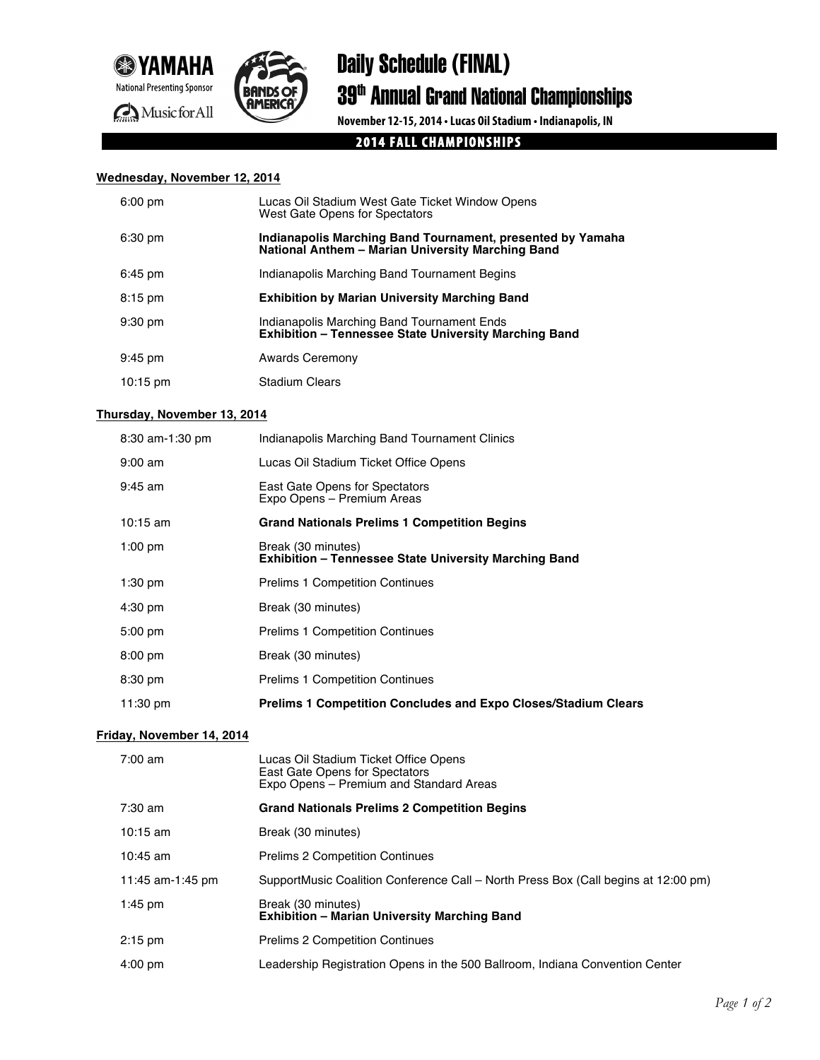YAMAHA
National Presenting Sponsor

Music for All

# Daily Schedule (FINAL)

## 39th Annual Grand National Championships

**November 12-15, 2014 • Lucas Oil Stadium • Indianapolis, IN**

**2014 FALL CHAMPIONSHIPS**

### Wednesday, November 12, 2014

| | |
|---|---|
| 6:00 pm | Lucas Oil Stadium West Gate Ticket Window Opens<br>West Gate Opens for Spectators |
| 6:30 pm | **Indianapolis Marching Band Tournament, presented by Yamaha**<br>**National Anthem – Marian University Marching Band** |
| 6:45 pm | Indianapolis Marching Band Tournament Begins |
| 8:15 pm | **Exhibition by Marian University Marching Band** |
| 9:30 pm | Indianapolis Marching Band Tournament Ends<br>**Exhibition – Tennessee State University Marching Band** |
| 9:45 pm | Awards Ceremony |
| 10:15 pm | Stadium Clears |

### Thursday, November 13, 2014

| | |
|---|---|
| 8:30 am-1:30 pm | Indianapolis Marching Band Tournament Clinics |
| 9:00 am | Lucas Oil Stadium Ticket Office Opens |
| 9:45 am | East Gate Opens for Spectators<br>Expo Opens – Premium Areas |
| 10:15 am | **Grand Nationals Prelims 1 Competition Begins** |
| 1:00 pm | Break (30 minutes)<br>**Exhibition – Tennessee State University Marching Band** |
| 1:30 pm | Prelims 1 Competition Continues |
| 4:30 pm | Break (30 minutes) |
| 5:00 pm | Prelims 1 Competition Continues |
| 8:00 pm | Break (30 minutes) |
| 8:30 pm | Prelims 1 Competition Continues |
| 11:30 pm | **Prelims 1 Competition Concludes and Expo Closes/Stadium Clears** |

### Friday, November 14, 2014

| | |
|---|---|
| 7:00 am | Lucas Oil Stadium Ticket Office Opens<br>East Gate Opens for Spectators<br>Expo Opens – Premium and Standard Areas |
| 7:30 am | **Grand Nationals Prelims 2 Competition Begins** |
| 10:15 am | Break (30 minutes) |
| 10:45 am | Prelims 2 Competition Continues |
| 11:45 am-1:45 pm | SupportMusic Coalition Conference Call – North Press Box (Call begins at 12:00 pm) |
| 1:45 pm | Break (30 minutes)<br>**Exhibition – Marian University Marching Band** |
| 2:15 pm | Prelims 2 Competition Continues |
| 4:00 pm | Leadership Registration Opens in the 500 Ballroom, Indiana Convention Center |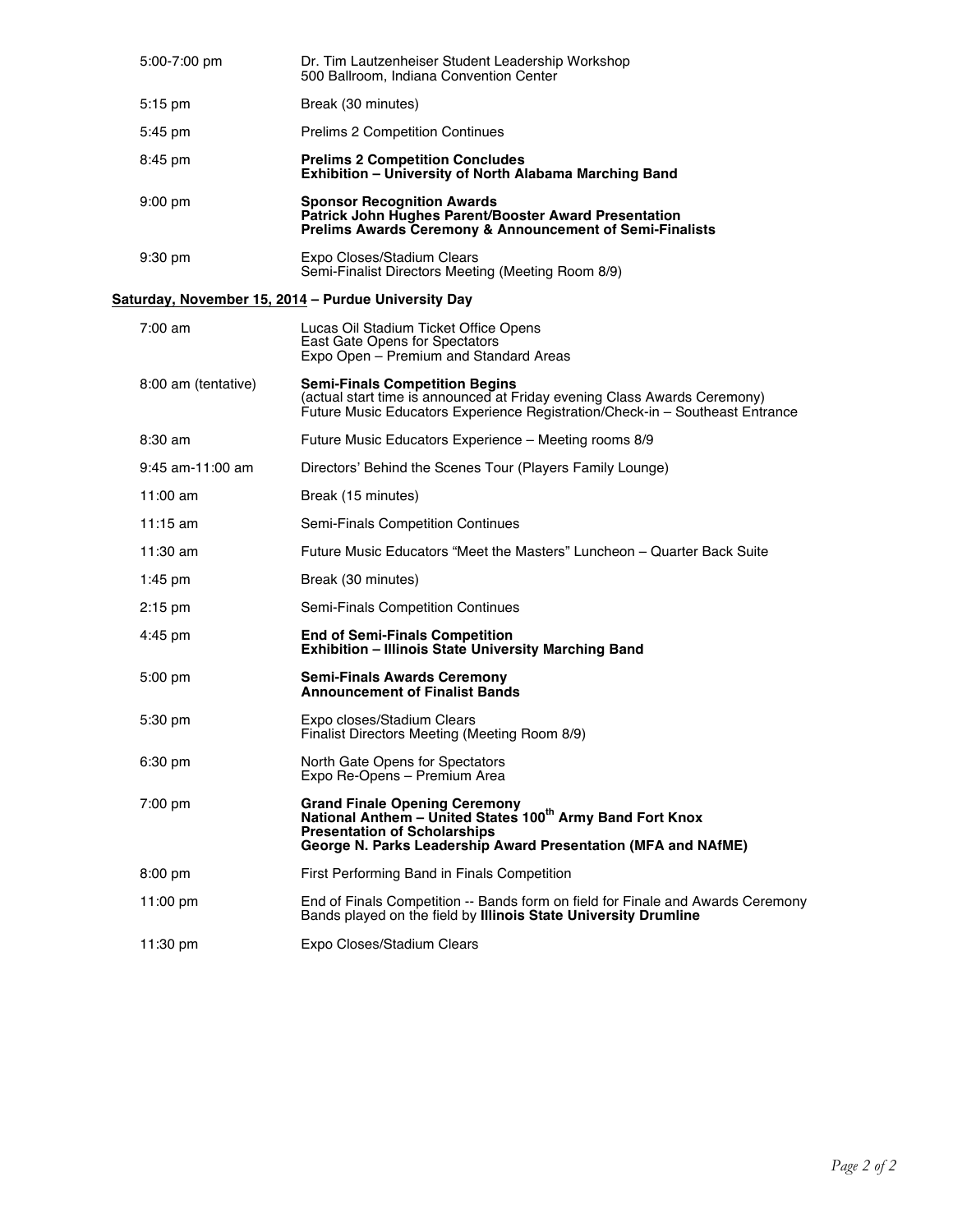| | |
|---|---|
| 5:00-7:00 pm | Dr. Tim Lautzenheiser Student Leadership Workshop<br>500 Ballroom, Indiana Convention Center |
| 5:15 pm | Break (30 minutes) |
| 5:45 pm | Prelims 2 Competition Continues |
| 8:45 pm | **Prelims 2 Competition Concludes**<br>**Exhibition – University of North Alabama Marching Band** |
| 9:00 pm | **Sponsor Recognition Awards**<br>**Patrick John Hughes Parent/Booster Award Presentation**<br>**Prelims Awards Ceremony & Announcement of Semi-Finalists** |
| 9:30 pm | Expo Closes/Stadium Clears<br>Semi-Finalist Directors Meeting (Meeting Room 8/9) |

**Saturday, November 15, 2014 – Purdue University Day**

| | |
|---|---|
| 7:00 am | Lucas Oil Stadium Ticket Office Opens<br>East Gate Opens for Spectators<br>Expo Open – Premium and Standard Areas |
| 8:00 am (tentative) | **Semi-Finals Competition Begins**<br>(actual start time is announced at Friday evening Class Awards Ceremony)<br>Future Music Educators Experience Registration/Check-in – Southeast Entrance |
| 8:30 am | Future Music Educators Experience – Meeting rooms 8/9 |
| 9:45 am-11:00 am | Directors' Behind the Scenes Tour (Players Family Lounge) |
| 11:00 am | Break (15 minutes) |
| 11:15 am | Semi-Finals Competition Continues |
| 11:30 am | Future Music Educators "Meet the Masters" Luncheon – Quarter Back Suite |
| 1:45 pm | Break (30 minutes) |
| 2:15 pm | Semi-Finals Competition Continues |
| 4:45 pm | **End of Semi-Finals Competition**<br>**Exhibition – Illinois State University Marching Band** |
| 5:00 pm | **Semi-Finals Awards Ceremony**<br>**Announcement of Finalist Bands** |
| 5:30 pm | Expo closes/Stadium Clears<br>Finalist Directors Meeting (Meeting Room 8/9) |
| 6:30 pm | North Gate Opens for Spectators<br>Expo Re-Opens – Premium Area |
| 7:00 pm | **Grand Finale Opening Ceremony**<br>**National Anthem – United States 100th Army Band Fort Knox**<br>**Presentation of Scholarships**<br>**George N. Parks Leadership Award Presentation (MFA and NAfME)** |
| 8:00 pm | First Performing Band in Finals Competition |
| 11:00 pm | End of Finals Competition -- Bands form on field for Finale and Awards Ceremony<br>Bands played on the field by **Illinois State University Drumline** |
| 11:30 pm | Expo Closes/Stadium Clears |